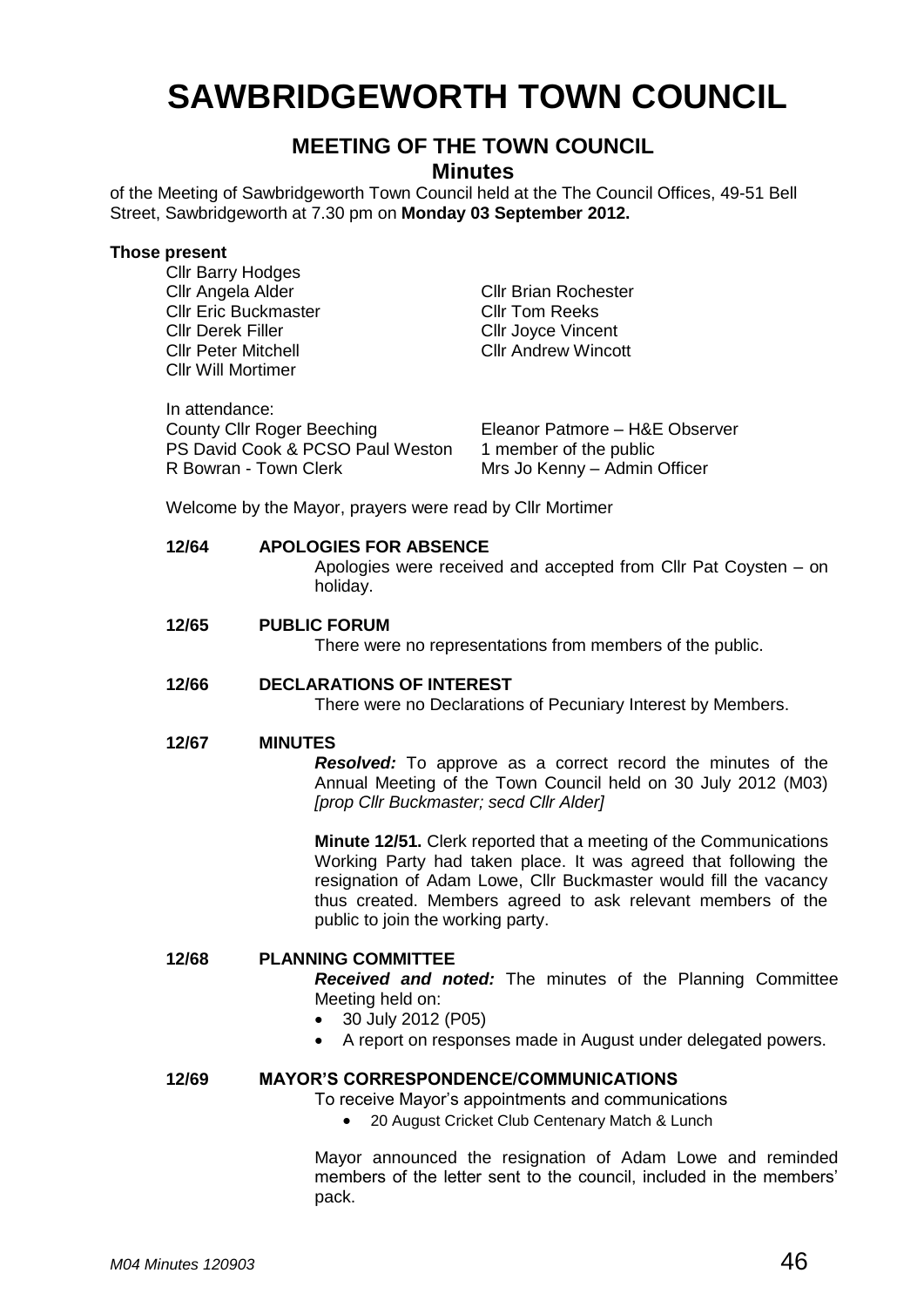# SAWBRIDGEWORTH TOWN COUNCIL

## MEETING OF THE TOWN COUNCIL

### Minutes

of the Meeting of Sawbridgeworth Town Council held at the The Council Offices, 49-51 Bell Street, Sawbridgeworth at 7.30 pm on **Monday 03 September 2012.**

**Those present**

Cllr Barry Hodges
Cllr Angela Alder
Cllr Eric Buckmaster
Cllr Derek Filler
Cllr Peter Mitchell
Cllr Will Mortimer
Cllr Brian Rochester
Cllr Tom Reeks
Cllr Joyce Vincent
Cllr Andrew Wincott

In attendance:
County Cllr Roger Beeching
PS David Cook & PCSO Paul Weston
R Bowran - Town Clerk
Eleanor Patmore – H&E Observer
1 member of the public
Mrs Jo Kenny – Admin Officer

Welcome by the Mayor, prayers were read by Cllr Mortimer

**12/64 APOLOGIES FOR ABSENCE**

Apologies were received and accepted from Cllr Pat Coysten – on holiday.

**12/65 PUBLIC FORUM**

There were no representations from members of the public.

**12/66 DECLARATIONS OF INTEREST**

There were no Declarations of Pecuniary Interest by Members.

**12/67 MINUTES**

***Resolved:*** To approve as a correct record the minutes of the Annual Meeting of the Town Council held on 30 July 2012 (M03) *[prop Cllr Buckmaster; secd Cllr Alder]*

**Minute 12/51.** Clerk reported that a meeting of the Communications Working Party had taken place. It was agreed that following the resignation of Adam Lowe, Cllr Buckmaster would fill the vacancy thus created. Members agreed to ask relevant members of the public to join the working party.

**12/68 PLANNING COMMITTEE**

***Received and noted:*** The minutes of the Planning Committee Meeting held on:

- 30 July 2012 (P05)
- A report on responses made in August under delegated powers.

**12/69 MAYOR'S CORRESPONDENCE/COMMUNICATIONS**

To receive Mayor's appointments and communications

- 20 August Cricket Club Centenary Match & Lunch

Mayor announced the resignation of Adam Lowe and reminded members of the letter sent to the council, included in the members' pack.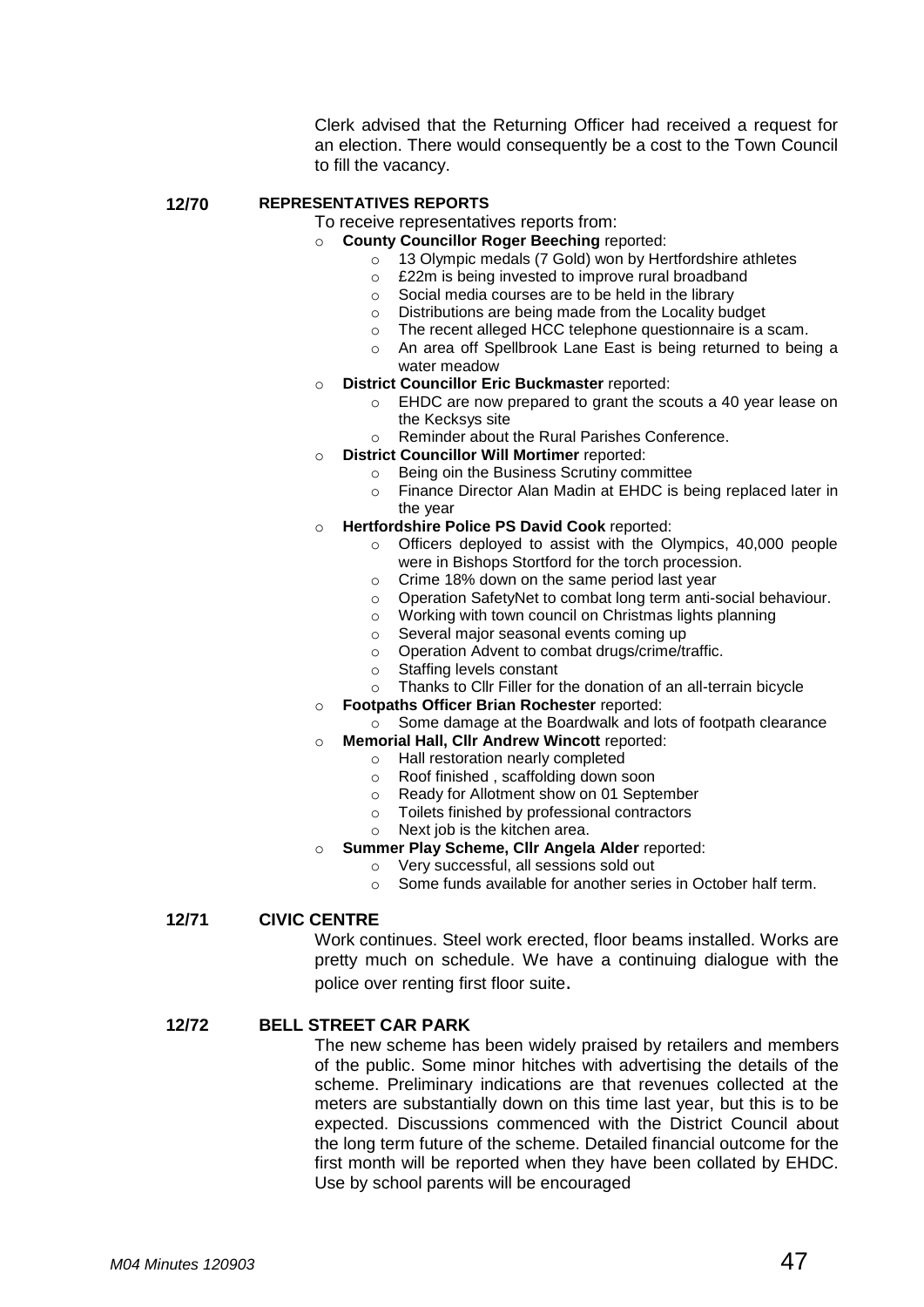Clerk advised that the Returning Officer had received a request for an election. There would consequently be a cost to the Town Council to fill the vacancy.

**12/70 REPRESENTATIVES REPORTS**

To receive representatives reports from:

- **County Councillor Roger Beeching** reported:
  - 13 Olympic medals (7 Gold) won by Hertfordshire athletes
  - £22m is being invested to improve rural broadband
  - Social media courses are to be held in the library
  - Distributions are being made from the Locality budget
  - The recent alleged HCC telephone questionnaire is a scam.
  - An area off Spellbrook Lane East is being returned to being a water meadow
- **District Councillor Eric Buckmaster** reported:
  - EHDC are now prepared to grant the scouts a 40 year lease on the Kecksys site
  - Reminder about the Rural Parishes Conference.
- **District Councillor Will Mortimer** reported:
  - Being oin the Business Scrutiny committee
  - Finance Director Alan Madin at EHDC is being replaced later in the year
- **Hertfordshire Police PS David Cook** reported:
  - Officers deployed to assist with the Olympics, 40,000 people were in Bishops Stortford for the torch procession.
  - Crime 18% down on the same period last year
  - Operation SafetyNet to combat long term anti-social behaviour.
  - Working with town council on Christmas lights planning
  - Several major seasonal events coming up
  - Operation Advent to combat drugs/crime/traffic.
  - Staffing levels constant
  - Thanks to Cllr Filler for the donation of an all-terrain bicycle
- **Footpaths Officer Brian Rochester** reported:
  - Some damage at the Boardwalk and lots of footpath clearance
- **Memorial Hall, Cllr Andrew Wincott** reported:
  - Hall restoration nearly completed
  - Roof finished , scaffolding down soon
  - Ready for Allotment show on 01 September
  - Toilets finished by professional contractors
  - Next job is the kitchen area.
- **Summer Play Scheme, Cllr Angela Alder** reported:
  - Very successful, all sessions sold out
  - Some funds available for another series in October half term.

**12/71 CIVIC CENTRE**

Work continues. Steel work erected, floor beams installed. Works are pretty much on schedule. We have a continuing dialogue with the police over renting first floor suite.

**12/72 BELL STREET CAR PARK**

The new scheme has been widely praised by retailers and members of the public. Some minor hitches with advertising the details of the scheme. Preliminary indications are that revenues collected at the meters are substantially down on this time last year, but this is to be expected. Discussions commenced with the District Council about the long term future of the scheme. Detailed financial outcome for the first month will be reported when they have been collated by EHDC. Use by school parents will be encouraged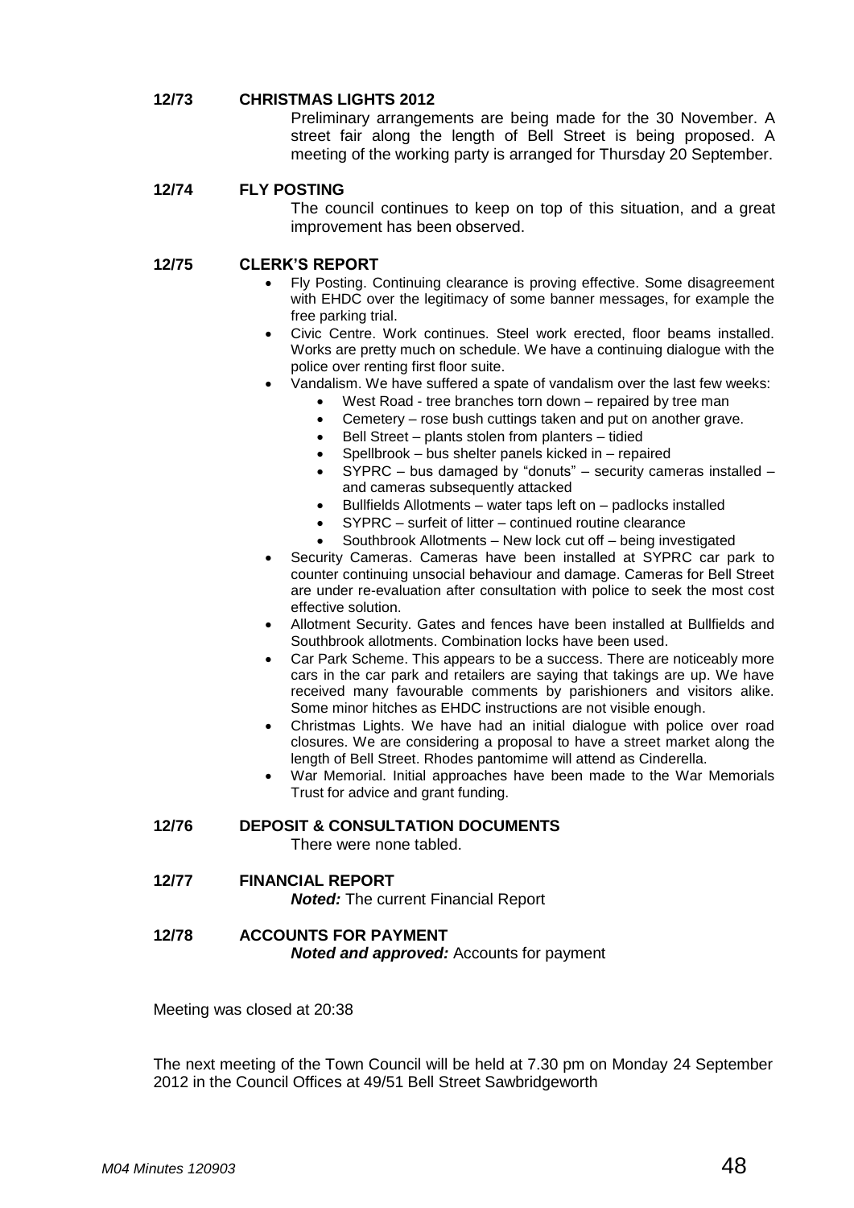**12/73 CHRISTMAS LIGHTS 2012**

Preliminary arrangements are being made for the 30 November. A street fair along the length of Bell Street is being proposed. A meeting of the working party is arranged for Thursday 20 September.

**12/74 FLY POSTING**

The council continues to keep on top of this situation, and a great improvement has been observed.

**12/75 CLERK'S REPORT**

- Fly Posting. Continuing clearance is proving effective. Some disagreement with EHDC over the legitimacy of some banner messages, for example the free parking trial.
- Civic Centre. Work continues. Steel work erected, floor beams installed. Works are pretty much on schedule. We have a continuing dialogue with the police over renting first floor suite.
- Vandalism. We have suffered a spate of vandalism over the last few weeks:
  - West Road - tree branches torn down – repaired by tree man
  - Cemetery – rose bush cuttings taken and put on another grave.
  - Bell Street – plants stolen from planters – tidied
  - Spellbrook – bus shelter panels kicked in – repaired
  - SYPRC – bus damaged by "donuts" – security cameras installed – and cameras subsequently attacked
  - Bullfields Allotments – water taps left on – padlocks installed
  - SYPRC – surfeit of litter – continued routine clearance
  - Southbrook Allotments – New lock cut off – being investigated
- Security Cameras. Cameras have been installed at SYPRC car park to counter continuing unsocial behaviour and damage. Cameras for Bell Street are under re-evaluation after consultation with police to seek the most cost effective solution.
- Allotment Security. Gates and fences have been installed at Bullfields and Southbrook allotments. Combination locks have been used.
- Car Park Scheme. This appears to be a success. There are noticeably more cars in the car park and retailers are saying that takings are up. We have received many favourable comments by parishioners and visitors alike. Some minor hitches as EHDC instructions are not visible enough.
- Christmas Lights. We have had an initial dialogue with police over road closures. We are considering a proposal to have a street market along the length of Bell Street. Rhodes pantomime will attend as Cinderella.
- War Memorial. Initial approaches have been made to the War Memorials Trust for advice and grant funding.

**12/76 DEPOSIT & CONSULTATION DOCUMENTS**

There were none tabled.

**12/77 FINANCIAL REPORT**

***Noted:*** The current Financial Report

**12/78 ACCOUNTS FOR PAYMENT**

***Noted and approved:*** Accounts for payment

Meeting was closed at 20:38

The next meeting of the Town Council will be held at 7.30 pm on Monday 24 September 2012 in the Council Offices at 49/51 Bell Street Sawbridgeworth